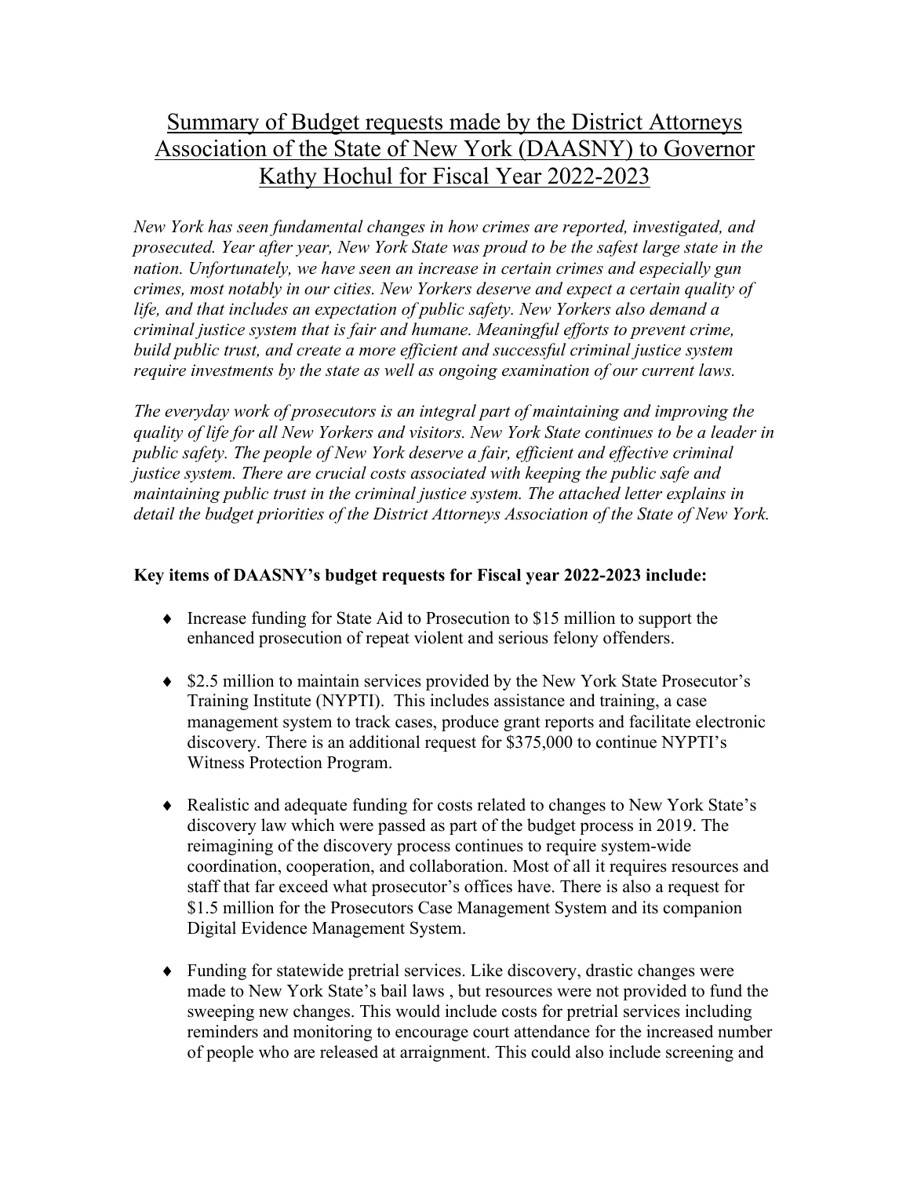# Summary of Budget requests made by the District Attorneys Association of the State of New York (DAASNY) to Governor Kathy Hochul for Fiscal Year 2022-2023

*New York has seen fundamental changes in how crimes are reported, investigated, and prosecuted. Year after year, New York State was proud to be the safest large state in the nation. Unfortunately, we have seen an increase in certain crimes and especially gun crimes, most notably in our cities. New Yorkers deserve and expect a certain quality of life, and that includes an expectation of public safety. New Yorkers also demand a criminal justice system that is fair and humane. Meaningful efforts to prevent crime, build public trust, and create a more efficient and successful criminal justice system require investments by the state as well as ongoing examination of our current laws.*

*The everyday work of prosecutors is an integral part of maintaining and improving the quality of life for all New Yorkers and visitors. New York State continues to be a leader in public safety. The people of New York deserve a fair, efficient and effective criminal justice system. There are crucial costs associated with keeping the public safe and maintaining public trust in the criminal justice system. The attached letter explains in detail the budget priorities of the District Attorneys Association of the State of New York.*

**Key items of DAASNY's budget requests for Fiscal year 2022-2023 include:**

- Increase funding for State Aid to Prosecution to $15 million to support the enhanced prosecution of repeat violent and serious felony offenders.
- $2.5 million to maintain services provided by the New York State Prosecutor's Training Institute (NYPTI). This includes assistance and training, a case management system to track cases, produce grant reports and facilitate electronic discovery. There is an additional request for $375,000 to continue NYPTI's Witness Protection Program.
- Realistic and adequate funding for costs related to changes to New York State's discovery law which were passed as part of the budget process in 2019. The reimagining of the discovery process continues to require system-wide coordination, cooperation, and collaboration. Most of all it requires resources and staff that far exceed what prosecutor's offices have. There is also a request for $1.5 million for the Prosecutors Case Management System and its companion Digital Evidence Management System.
- Funding for statewide pretrial services. Like discovery, drastic changes were made to New York State's bail laws , but resources were not provided to fund the sweeping new changes. This would include costs for pretrial services including reminders and monitoring to encourage court attendance for the increased number of people who are released at arraignment. This could also include screening and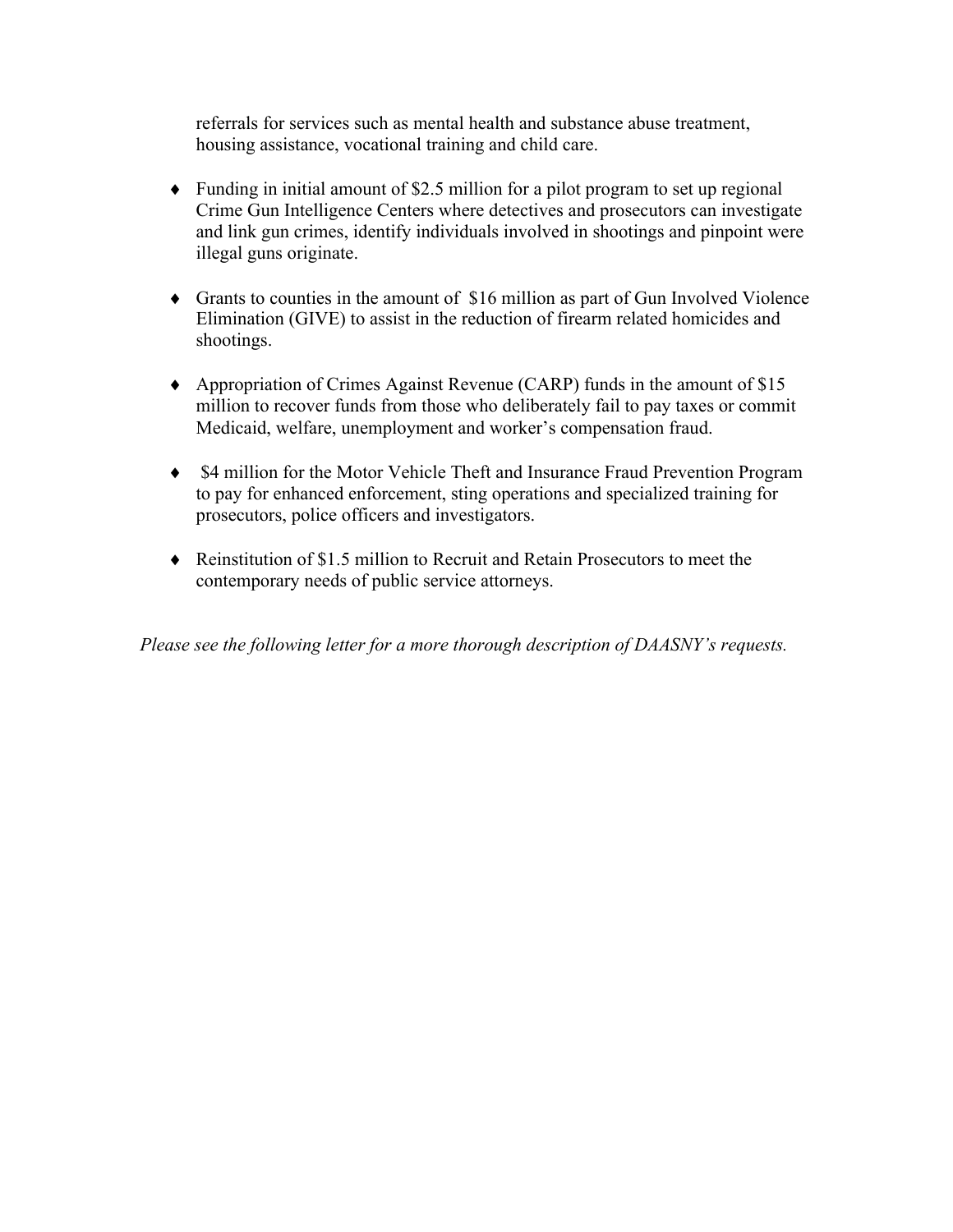referrals for services such as mental health and substance abuse treatment, housing assistance, vocational training and child care.

- Funding in initial amount of $2.5 million for a pilot program to set up regional Crime Gun Intelligence Centers where detectives and prosecutors can investigate and link gun crimes, identify individuals involved in shootings and pinpoint were illegal guns originate.

- Grants to counties in the amount of $16 million as part of Gun Involved Violence Elimination (GIVE) to assist in the reduction of firearm related homicides and shootings.

- Appropriation of Crimes Against Revenue (CARP) funds in the amount of $15 million to recover funds from those who deliberately fail to pay taxes or commit Medicaid, welfare, unemployment and worker's compensation fraud.

- $4 million for the Motor Vehicle Theft and Insurance Fraud Prevention Program to pay for enhanced enforcement, sting operations and specialized training for prosecutors, police officers and investigators.

- Reinstitution of $1.5 million to Recruit and Retain Prosecutors to meet the contemporary needs of public service attorneys.

*Please see the following letter for a more thorough description of DAASNY's requests.*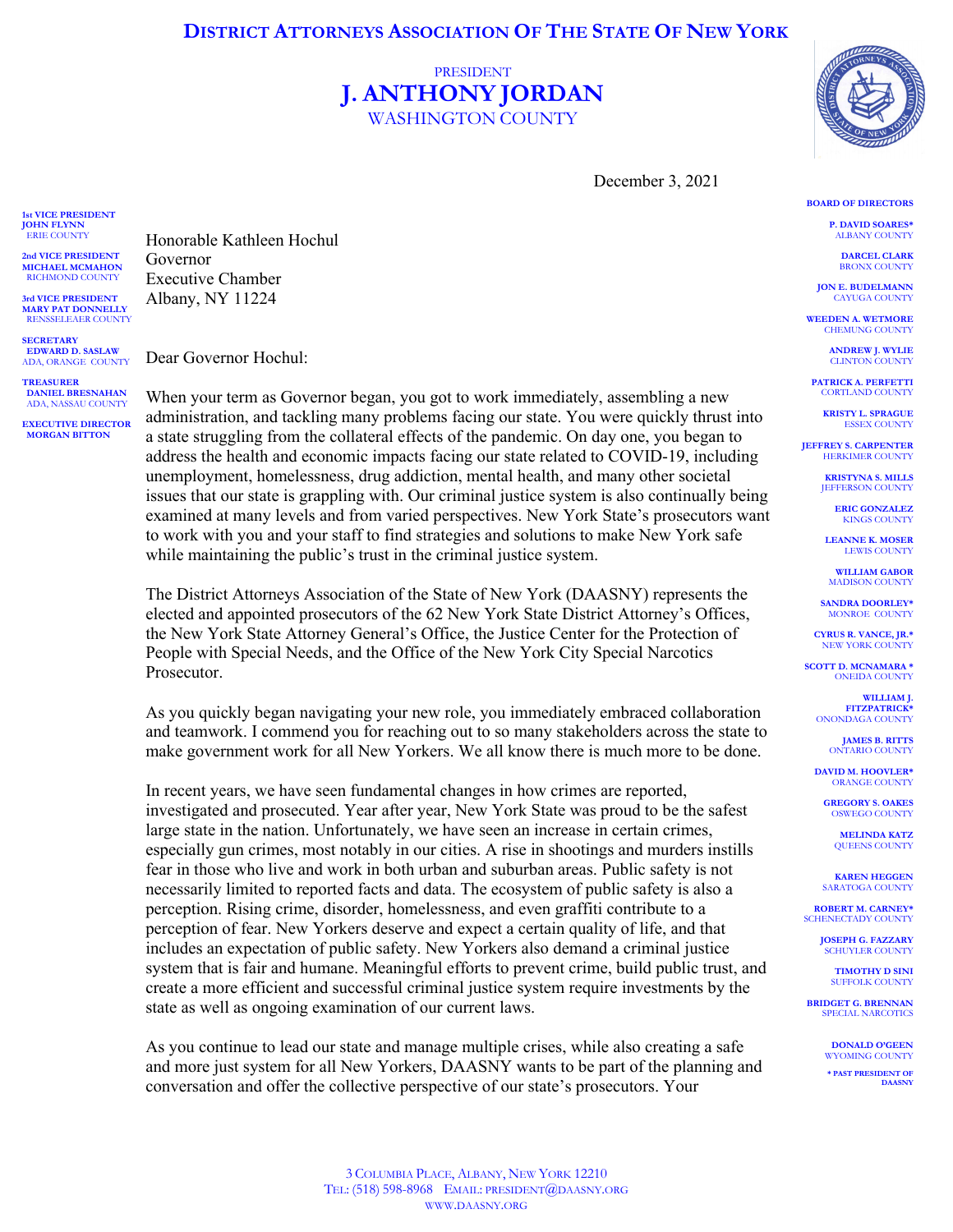# DISTRICT ATTORNEYS ASSOCIATION OF THE STATE OF NEW YORK

PRESIDENT
**J. ANTHONY JORDAN**
WASHINGTON COUNTY

**1st VICE PRESIDENT**
**JOHN FLYNN**
ERIE COUNTY

**2nd VICE PRESIDENT**
**MICHAEL MCMAHON**
RICHMOND COUNTY

**3rd VICE PRESIDENT**
**MARY PAT DONNELLY**
RENSSELEAER COUNTY

**SECRETARY**
**EDWARD D. SASLAW**
ADA, ORANGE COUNTY

**TREASURER**
**DANIEL BRESNAHAN**
ADA, NASSAU COUNTY

**EXECUTIVE DIRECTOR**
**MORGAN BITTON**

**BOARD OF DIRECTORS**

**P. DAVID SOARES*** ALBANY COUNTY
**DARCEL CLARK** BRONX COUNTY
**JON E. BUDELMANN** CAYUGA COUNTY
**WEEDEN A. WETMORE** CHEMUNG COUNTY
**ANDREW J. WYLIE** CLINTON COUNTY
**PATRICK A. PERFETTI** CORTLAND COUNTY
**KRISTY L. SPRAGUE** ESSEX COUNTY
**JEFFREY S. CARPENTER** HERKIMER COUNTY
**KRISTYNA S. MILLS** JEFFERSON COUNTY
**ERIC GONZALEZ** KINGS COUNTY
**LEANNE K. MOSER** LEWIS COUNTY
**WILLIAM GABOR** MADISON COUNTY
**SANDRA DOORLEY*** MONROE COUNTY
**CYRUS R. VANCE, JR.*** NEW YORK COUNTY
**SCOTT D. MCNAMARA *** ONEIDA COUNTY
**WILLIAM J. FITZPATRICK*** ONONDAGA COUNTY
**JAMES B. RITTS** ONTARIO COUNTY
**DAVID M. HOOVLER*** ORANGE COUNTY
**GREGORY S. OAKES** OSWEGO COUNTY
**MELINDA KATZ** QUEENS COUNTY
**KAREN HEGGEN** SARATOGA COUNTY
**ROBERT M. CARNEY*** SCHENECTADY COUNTY
**JOSEPH G. FAZZARY** SCHUYLER COUNTY
**TIMOTHY D SINI** SUFFOLK COUNTY
**BRIDGET G. BRENNAN** SPECIAL NARCOTICS
**DONALD O'GEEN** WYOMING COUNTY

*** PAST PRESIDENT OF DAASNY**

December 3, 2021

Honorable Kathleen Hochul
Governor
Executive Chamber
Albany, NY 11224

Dear Governor Hochul:

When your term as Governor began, you got to work immediately, assembling a new administration, and tackling many problems facing our state. You were quickly thrust into a state struggling from the collateral effects of the pandemic. On day one, you began to address the health and economic impacts facing our state related to COVID-19, including unemployment, homelessness, drug addiction, mental health, and many other societal issues that our state is grappling with. Our criminal justice system is also continually being examined at many levels and from varied perspectives. New York State's prosecutors want to work with you and your staff to find strategies and solutions to make New York safe while maintaining the public's trust in the criminal justice system.

The District Attorneys Association of the State of New York (DAASNY) represents the elected and appointed prosecutors of the 62 New York State District Attorney's Offices, the New York State Attorney General's Office, the Justice Center for the Protection of People with Special Needs, and the Office of the New York City Special Narcotics Prosecutor.

As you quickly began navigating your new role, you immediately embraced collaboration and teamwork. I commend you for reaching out to so many stakeholders across the state to make government work for all New Yorkers. We all know there is much more to be done.

In recent years, we have seen fundamental changes in how crimes are reported, investigated and prosecuted. Year after year, New York State was proud to be the safest large state in the nation. Unfortunately, we have seen an increase in certain crimes, especially gun crimes, most notably in our cities. A rise in shootings and murders instills fear in those who live and work in both urban and suburban areas. Public safety is not necessarily limited to reported facts and data. The ecosystem of public safety is also a perception. Rising crime, disorder, homelessness, and even graffiti contribute to a perception of fear. New Yorkers deserve and expect a certain quality of life, and that includes an expectation of public safety. New Yorkers also demand a criminal justice system that is fair and humane. Meaningful efforts to prevent crime, build public trust, and create a more efficient and successful criminal justice system require investments by the state as well as ongoing examination of our current laws.

As you continue to lead our state and manage multiple crises, while also creating a safe and more just system for all New Yorkers, DAASNY wants to be part of the planning and conversation and offer the collective perspective of our state's prosecutors. Your

3 COLUMBIA PLACE, ALBANY, NEW YORK 12210
TEL: (518) 598-8968 EMAIL: PRESIDENT@DAASNY.ORG
WWW.DAASNY.ORG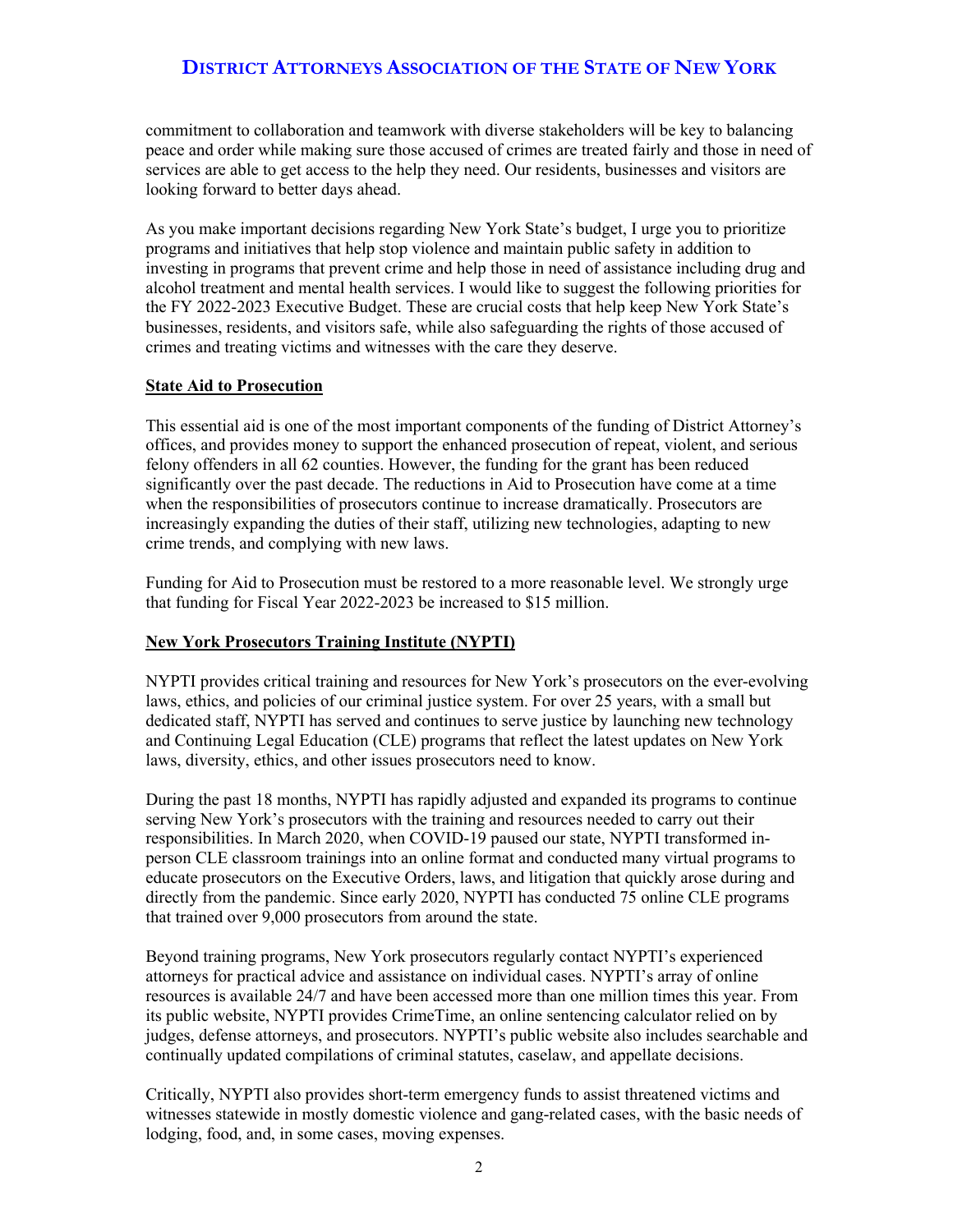commitment to collaboration and teamwork with diverse stakeholders will be key to balancing peace and order while making sure those accused of crimes are treated fairly and those in need of services are able to get access to the help they need. Our residents, businesses and visitors are looking forward to better days ahead.

As you make important decisions regarding New York State's budget, I urge you to prioritize programs and initiatives that help stop violence and maintain public safety in addition to investing in programs that prevent crime and help those in need of assistance including drug and alcohol treatment and mental health services. I would like to suggest the following priorities for the FY 2022-2023 Executive Budget. These are crucial costs that help keep New York State's businesses, residents, and visitors safe, while also safeguarding the rights of those accused of crimes and treating victims and witnesses with the care they deserve.

**State Aid to Prosecution**

This essential aid is one of the most important components of the funding of District Attorney's offices, and provides money to support the enhanced prosecution of repeat, violent, and serious felony offenders in all 62 counties. However, the funding for the grant has been reduced significantly over the past decade. The reductions in Aid to Prosecution have come at a time when the responsibilities of prosecutors continue to increase dramatically. Prosecutors are increasingly expanding the duties of their staff, utilizing new technologies, adapting to new crime trends, and complying with new laws.

Funding for Aid to Prosecution must be restored to a more reasonable level. We strongly urge that funding for Fiscal Year 2022-2023 be increased to $15 million.

**New York Prosecutors Training Institute (NYPTI)**

NYPTI provides critical training and resources for New York's prosecutors on the ever-evolving laws, ethics, and policies of our criminal justice system. For over 25 years, with a small but dedicated staff, NYPTI has served and continues to serve justice by launching new technology and Continuing Legal Education (CLE) programs that reflect the latest updates on New York laws, diversity, ethics, and other issues prosecutors need to know.

During the past 18 months, NYPTI has rapidly adjusted and expanded its programs to continue serving New York's prosecutors with the training and resources needed to carry out their responsibilities. In March 2020, when COVID-19 paused our state, NYPTI transformed in-person CLE classroom trainings into an online format and conducted many virtual programs to educate prosecutors on the Executive Orders, laws, and litigation that quickly arose during and directly from the pandemic. Since early 2020, NYPTI has conducted 75 online CLE programs that trained over 9,000 prosecutors from around the state.

Beyond training programs, New York prosecutors regularly contact NYPTI's experienced attorneys for practical advice and assistance on individual cases. NYPTI's array of online resources is available 24/7 and have been accessed more than one million times this year. From its public website, NYPTI provides CrimeTime, an online sentencing calculator relied on by judges, defense attorneys, and prosecutors. NYPTI's public website also includes searchable and continually updated compilations of criminal statutes, caselaw, and appellate decisions.

Critically, NYPTI also provides short-term emergency funds to assist threatened victims and witnesses statewide in mostly domestic violence and gang-related cases, with the basic needs of lodging, food, and, in some cases, moving expenses.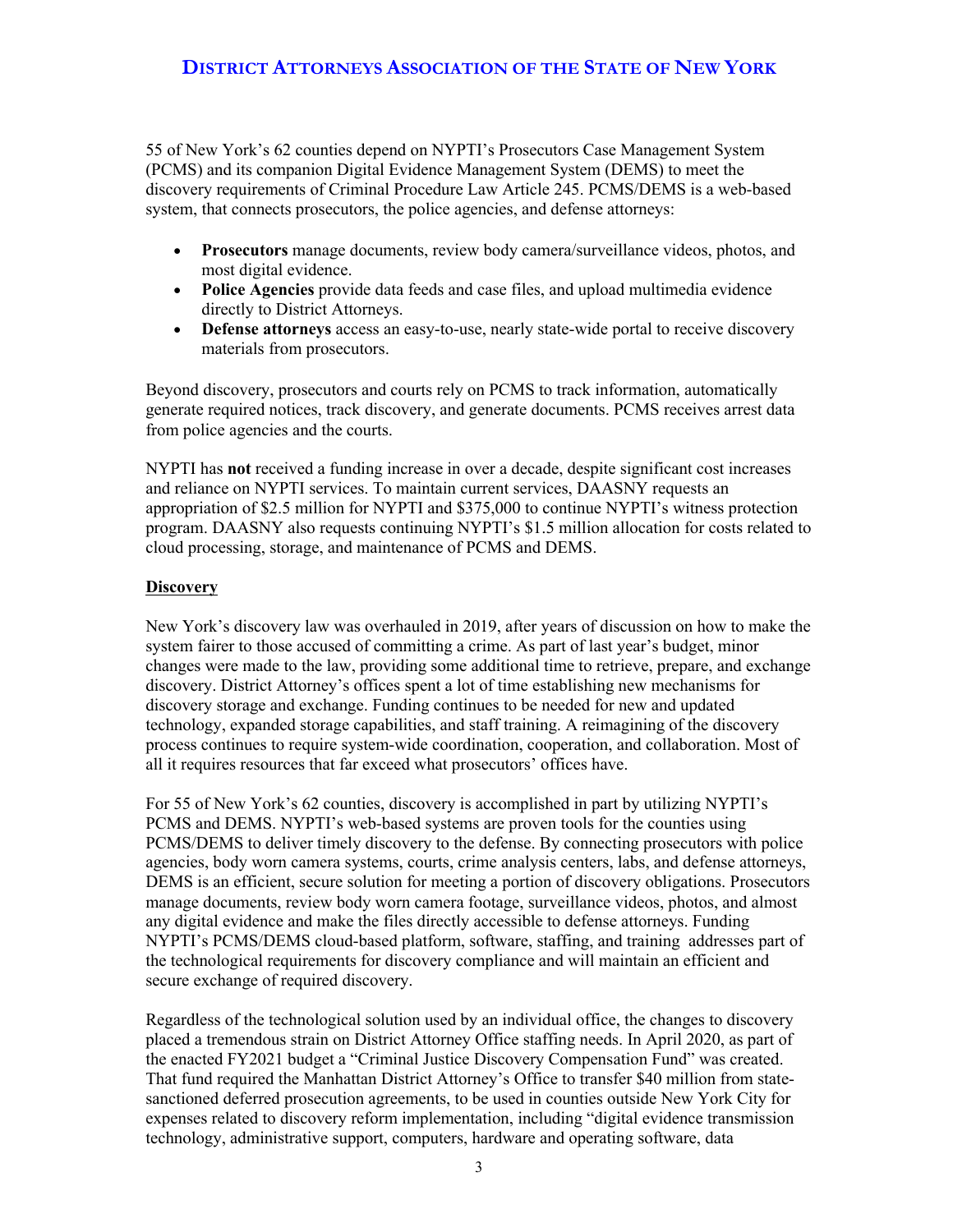55 of New York's 62 counties depend on NYPTI's Prosecutors Case Management System (PCMS) and its companion Digital Evidence Management System (DEMS) to meet the discovery requirements of Criminal Procedure Law Article 245. PCMS/DEMS is a web-based system, that connects prosecutors, the police agencies, and defense attorneys:

- **Prosecutors** manage documents, review body camera/surveillance videos, photos, and most digital evidence.
- **Police Agencies** provide data feeds and case files, and upload multimedia evidence directly to District Attorneys.
- **Defense attorneys** access an easy-to-use, nearly state-wide portal to receive discovery materials from prosecutors.

Beyond discovery, prosecutors and courts rely on PCMS to track information, automatically generate required notices, track discovery, and generate documents. PCMS receives arrest data from police agencies and the courts.

NYPTI has **not** received a funding increase in over a decade, despite significant cost increases and reliance on NYPTI services. To maintain current services, DAASNY requests an appropriation of $2.5 million for NYPTI and $375,000 to continue NYPTI's witness protection program. DAASNY also requests continuing NYPTI's $1.5 million allocation for costs related to cloud processing, storage, and maintenance of PCMS and DEMS.

## Discovery

New York's discovery law was overhauled in 2019, after years of discussion on how to make the system fairer to those accused of committing a crime. As part of last year's budget, minor changes were made to the law, providing some additional time to retrieve, prepare, and exchange discovery. District Attorney's offices spent a lot of time establishing new mechanisms for discovery storage and exchange. Funding continues to be needed for new and updated technology, expanded storage capabilities, and staff training. A reimagining of the discovery process continues to require system-wide coordination, cooperation, and collaboration. Most of all it requires resources that far exceed what prosecutors' offices have.

For 55 of New York's 62 counties, discovery is accomplished in part by utilizing NYPTI's PCMS and DEMS. NYPTI's web-based systems are proven tools for the counties using PCMS/DEMS to deliver timely discovery to the defense. By connecting prosecutors with police agencies, body worn camera systems, courts, crime analysis centers, labs, and defense attorneys, DEMS is an efficient, secure solution for meeting a portion of discovery obligations. Prosecutors manage documents, review body worn camera footage, surveillance videos, photos, and almost any digital evidence and make the files directly accessible to defense attorneys. Funding NYPTI's PCMS/DEMS cloud-based platform, software, staffing, and training addresses part of the technological requirements for discovery compliance and will maintain an efficient and secure exchange of required discovery.

Regardless of the technological solution used by an individual office, the changes to discovery placed a tremendous strain on District Attorney Office staffing needs. In April 2020, as part of the enacted FY2021 budget a "Criminal Justice Discovery Compensation Fund" was created. That fund required the Manhattan District Attorney's Office to transfer $40 million from state-sanctioned deferred prosecution agreements, to be used in counties outside New York City for expenses related to discovery reform implementation, including "digital evidence transmission technology, administrative support, computers, hardware and operating software, data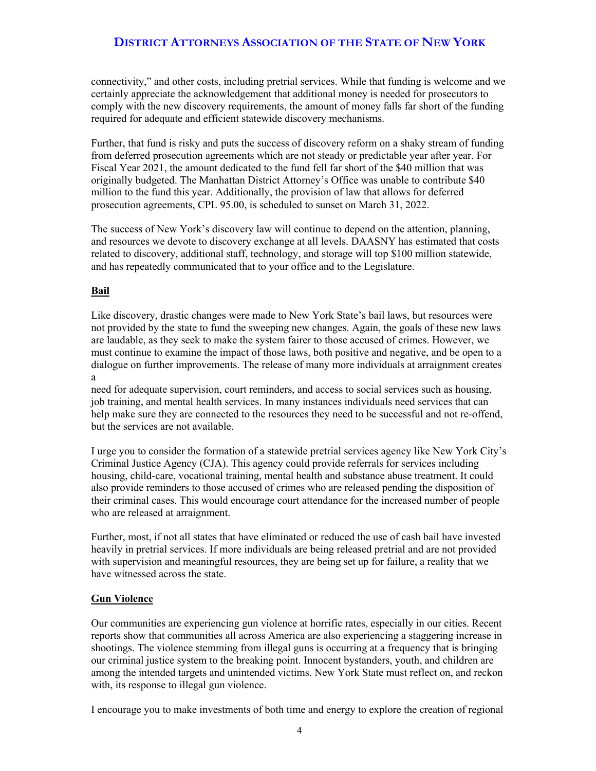connectivity," and other costs, including pretrial services. While that funding is welcome and we certainly appreciate the acknowledgement that additional money is needed for prosecutors to comply with the new discovery requirements, the amount of money falls far short of the funding required for adequate and efficient statewide discovery mechanisms.

Further, that fund is risky and puts the success of discovery reform on a shaky stream of funding from deferred prosecution agreements which are not steady or predictable year after year. For Fiscal Year 2021, the amount dedicated to the fund fell far short of the $40 million that was originally budgeted. The Manhattan District Attorney's Office was unable to contribute $40 million to the fund this year. Additionally, the provision of law that allows for deferred prosecution agreements, CPL 95.00, is scheduled to sunset on March 31, 2022.

The success of New York's discovery law will continue to depend on the attention, planning, and resources we devote to discovery exchange at all levels. DAASNY has estimated that costs related to discovery, additional staff, technology, and storage will top $100 million statewide, and has repeatedly communicated that to your office and to the Legislature.

**Bail**

Like discovery, drastic changes were made to New York State's bail laws, but resources were not provided by the state to fund the sweeping new changes. Again, the goals of these new laws are laudable, as they seek to make the system fairer to those accused of crimes. However, we must continue to examine the impact of those laws, both positive and negative, and be open to a dialogue on further improvements. The release of many more individuals at arraignment creates a need for adequate supervision, court reminders, and access to social services such as housing, job training, and mental health services. In many instances individuals need services that can help make sure they are connected to the resources they need to be successful and not re-offend, but the services are not available.

I urge you to consider the formation of a statewide pretrial services agency like New York City's Criminal Justice Agency (CJA). This agency could provide referrals for services including housing, child-care, vocational training, mental health and substance abuse treatment. It could also provide reminders to those accused of crimes who are released pending the disposition of their criminal cases. This would encourage court attendance for the increased number of people who are released at arraignment.

Further, most, if not all states that have eliminated or reduced the use of cash bail have invested heavily in pretrial services. If more individuals are being released pretrial and are not provided with supervision and meaningful resources, they are being set up for failure, a reality that we have witnessed across the state.

**Gun Violence**

Our communities are experiencing gun violence at horrific rates, especially in our cities. Recent reports show that communities all across America are also experiencing a staggering increase in shootings. The violence stemming from illegal guns is occurring at a frequency that is bringing our criminal justice system to the breaking point. Innocent bystanders, youth, and children are among the intended targets and unintended victims. New York State must reflect on, and reckon with, its response to illegal gun violence.

I encourage you to make investments of both time and energy to explore the creation of regional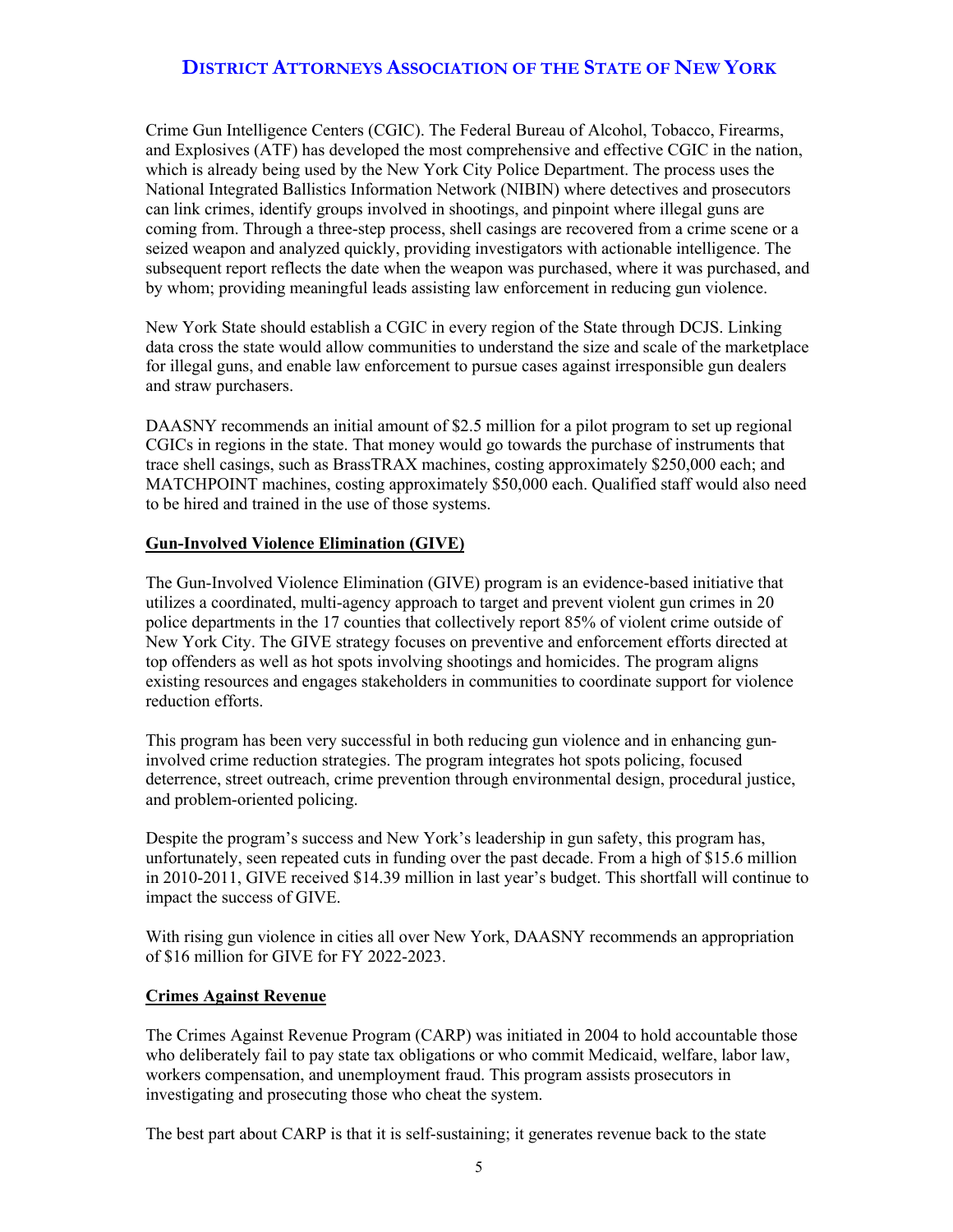Crime Gun Intelligence Centers (CGIC). The Federal Bureau of Alcohol, Tobacco, Firearms, and Explosives (ATF) has developed the most comprehensive and effective CGIC in the nation, which is already being used by the New York City Police Department. The process uses the National Integrated Ballistics Information Network (NIBIN) where detectives and prosecutors can link crimes, identify groups involved in shootings, and pinpoint where illegal guns are coming from. Through a three-step process, shell casings are recovered from a crime scene or a seized weapon and analyzed quickly, providing investigators with actionable intelligence. The subsequent report reflects the date when the weapon was purchased, where it was purchased, and by whom; providing meaningful leads assisting law enforcement in reducing gun violence.

New York State should establish a CGIC in every region of the State through DCJS. Linking data cross the state would allow communities to understand the size and scale of the marketplace for illegal guns, and enable law enforcement to pursue cases against irresponsible gun dealers and straw purchasers.

DAASNY recommends an initial amount of $2.5 million for a pilot program to set up regional CGICs in regions in the state. That money would go towards the purchase of instruments that trace shell casings, such as BrassTRAX machines, costing approximately $250,000 each; and MATCHPOINT machines, costing approximately $50,000 each. Qualified staff would also need to be hired and trained in the use of those systems.

### Gun-Involved Violence Elimination (GIVE)

The Gun-Involved Violence Elimination (GIVE) program is an evidence-based initiative that utilizes a coordinated, multi-agency approach to target and prevent violent gun crimes in 20 police departments in the 17 counties that collectively report 85% of violent crime outside of New York City. The GIVE strategy focuses on preventive and enforcement efforts directed at top offenders as well as hot spots involving shootings and homicides. The program aligns existing resources and engages stakeholders in communities to coordinate support for violence reduction efforts.

This program has been very successful in both reducing gun violence and in enhancing gun-involved crime reduction strategies. The program integrates hot spots policing, focused deterrence, street outreach, crime prevention through environmental design, procedural justice, and problem-oriented policing.

Despite the program's success and New York's leadership in gun safety, this program has, unfortunately, seen repeated cuts in funding over the past decade. From a high of $15.6 million in 2010-2011, GIVE received $14.39 million in last year's budget. This shortfall will continue to impact the success of GIVE.

With rising gun violence in cities all over New York, DAASNY recommends an appropriation of $16 million for GIVE for FY 2022-2023.

### Crimes Against Revenue

The Crimes Against Revenue Program (CARP) was initiated in 2004 to hold accountable those who deliberately fail to pay state tax obligations or who commit Medicaid, welfare, labor law, workers compensation, and unemployment fraud. This program assists prosecutors in investigating and prosecuting those who cheat the system.

The best part about CARP is that it is self-sustaining; it generates revenue back to the state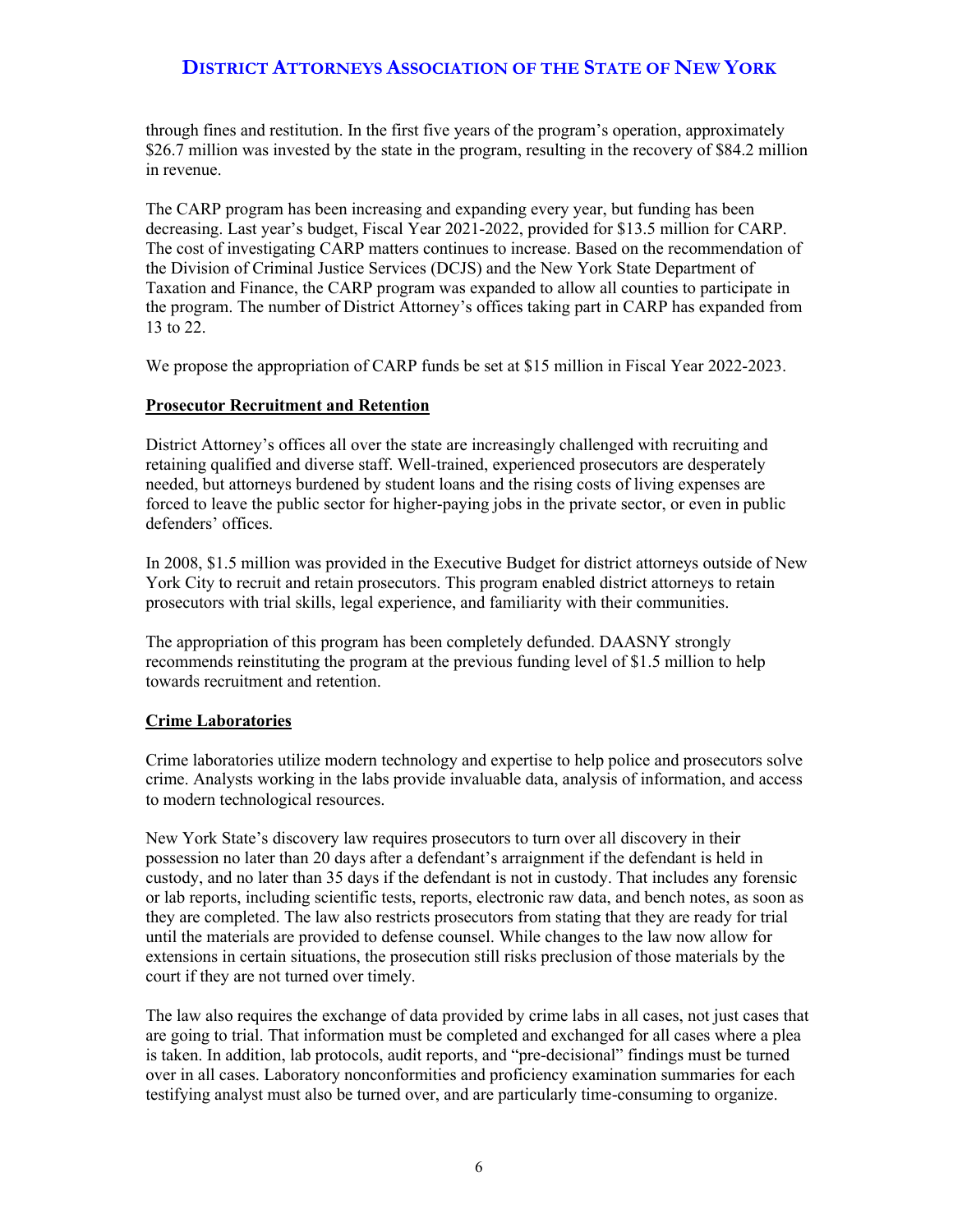through fines and restitution. In the first five years of the program's operation, approximately $26.7 million was invested by the state in the program, resulting in the recovery of $84.2 million in revenue.

The CARP program has been increasing and expanding every year, but funding has been decreasing. Last year's budget, Fiscal Year 2021-2022, provided for $13.5 million for CARP. The cost of investigating CARP matters continues to increase. Based on the recommendation of the Division of Criminal Justice Services (DCJS) and the New York State Department of Taxation and Finance, the CARP program was expanded to allow all counties to participate in the program. The number of District Attorney's offices taking part in CARP has expanded from 13 to 22.

We propose the appropriation of CARP funds be set at $15 million in Fiscal Year 2022-2023.

## Prosecutor Recruitment and Retention

District Attorney's offices all over the state are increasingly challenged with recruiting and retaining qualified and diverse staff. Well-trained, experienced prosecutors are desperately needed, but attorneys burdened by student loans and the rising costs of living expenses are forced to leave the public sector for higher-paying jobs in the private sector, or even in public defenders' offices.

In 2008, $1.5 million was provided in the Executive Budget for district attorneys outside of New York City to recruit and retain prosecutors. This program enabled district attorneys to retain prosecutors with trial skills, legal experience, and familiarity with their communities.

The appropriation of this program has been completely defunded. DAASNY strongly recommends reinstituting the program at the previous funding level of $1.5 million to help towards recruitment and retention.

## Crime Laboratories

Crime laboratories utilize modern technology and expertise to help police and prosecutors solve crime. Analysts working in the labs provide invaluable data, analysis of information, and access to modern technological resources.

New York State's discovery law requires prosecutors to turn over all discovery in their possession no later than 20 days after a defendant's arraignment if the defendant is held in custody, and no later than 35 days if the defendant is not in custody. That includes any forensic or lab reports, including scientific tests, reports, electronic raw data, and bench notes, as soon as they are completed. The law also restricts prosecutors from stating that they are ready for trial until the materials are provided to defense counsel. While changes to the law now allow for extensions in certain situations, the prosecution still risks preclusion of those materials by the court if they are not turned over timely.

The law also requires the exchange of data provided by crime labs in all cases, not just cases that are going to trial. That information must be completed and exchanged for all cases where a plea is taken. In addition, lab protocols, audit reports, and "pre-decisional" findings must be turned over in all cases. Laboratory nonconformities and proficiency examination summaries for each testifying analyst must also be turned over, and are particularly time-consuming to organize.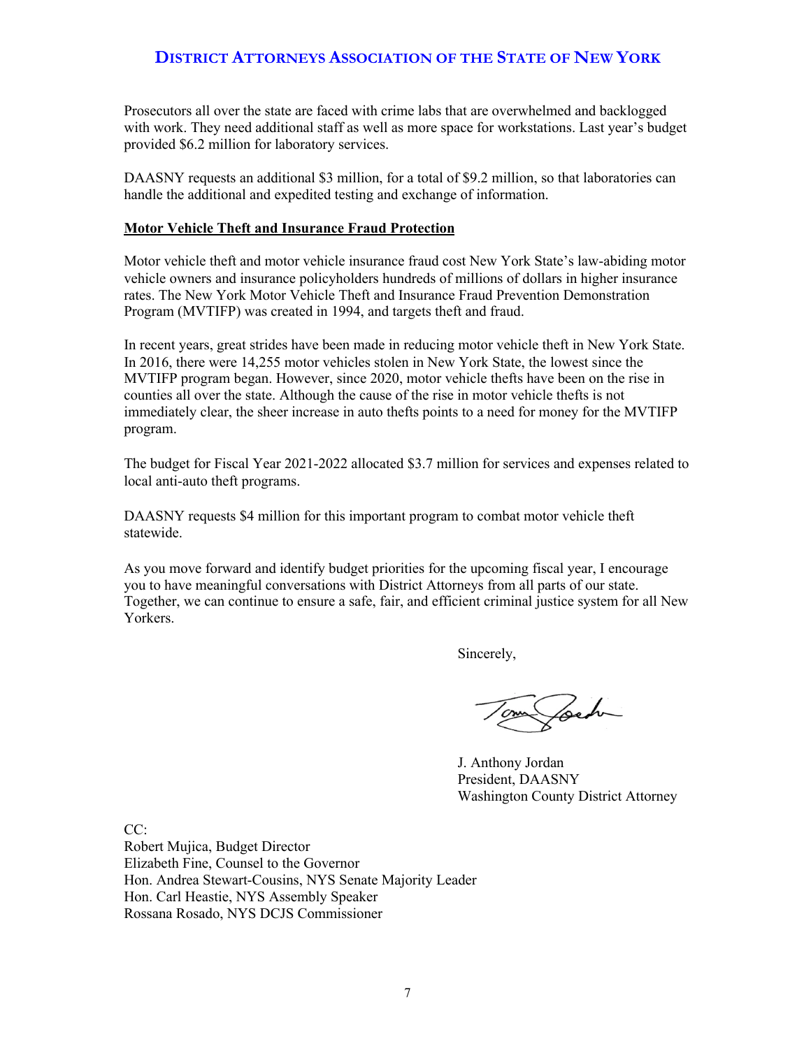Prosecutors all over the state are faced with crime labs that are overwhelmed and backlogged with work. They need additional staff as well as more space for workstations. Last year's budget provided $6.2 million for laboratory services.

DAASNY requests an additional $3 million, for a total of $9.2 million, so that laboratories can handle the additional and expedited testing and exchange of information.

**Motor Vehicle Theft and Insurance Fraud Protection**

Motor vehicle theft and motor vehicle insurance fraud cost New York State's law-abiding motor vehicle owners and insurance policyholders hundreds of millions of dollars in higher insurance rates. The New York Motor Vehicle Theft and Insurance Fraud Prevention Demonstration Program (MVTIFP) was created in 1994, and targets theft and fraud.

In recent years, great strides have been made in reducing motor vehicle theft in New York State. In 2016, there were 14,255 motor vehicles stolen in New York State, the lowest since the MVTIFP program began. However, since 2020, motor vehicle thefts have been on the rise in counties all over the state. Although the cause of the rise in motor vehicle thefts is not immediately clear, the sheer increase in auto thefts points to a need for money for the MVTIFP program.

The budget for Fiscal Year 2021-2022 allocated $3.7 million for services and expenses related to local anti-auto theft programs.

DAASNY requests $4 million for this important program to combat motor vehicle theft statewide.

As you move forward and identify budget priorities for the upcoming fiscal year, I encourage you to have meaningful conversations with District Attorneys from all parts of our state. Together, we can continue to ensure a safe, fair, and efficient criminal justice system for all New Yorkers.

Sincerely,

J. Anthony Jordan
President, DAASNY
Washington County District Attorney

CC:
Robert Mujica, Budget Director
Elizabeth Fine, Counsel to the Governor
Hon. Andrea Stewart-Cousins, NYS Senate Majority Leader
Hon. Carl Heastie, NYS Assembly Speaker
Rossana Rosado, NYS DCJS Commissioner